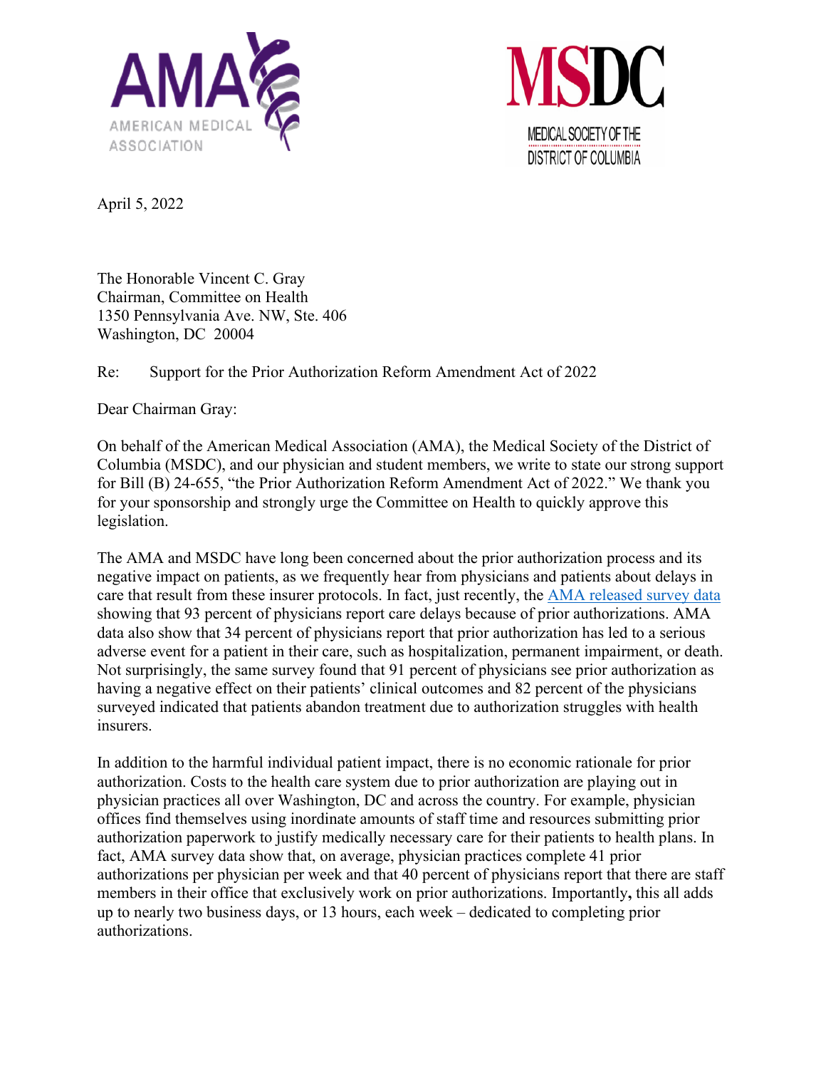AMERICAN MEDICAL ASSOCIATION

MSDC MEDICAL SOCIETY OF THE DISTRICT OF COLUMBIA

April 5, 2022

The Honorable Vincent C. Gray
Chairman, Committee on Health
1350 Pennsylvania Ave. NW, Ste. 406
Washington, DC 20004

Re: Support for the Prior Authorization Reform Amendment Act of 2022

Dear Chairman Gray:

On behalf of the American Medical Association (AMA), the Medical Society of the District of Columbia (MSDC), and our physician and student members, we write to state our strong support for Bill (B) 24-655, "the Prior Authorization Reform Amendment Act of 2022." We thank you for your sponsorship and strongly urge the Committee on Health to quickly approve this legislation.

The AMA and MSDC have long been concerned about the prior authorization process and its negative impact on patients, as we frequently hear from physicians and patients about delays in care that result from these insurer protocols. In fact, just recently, the AMA released survey data showing that 93 percent of physicians report care delays because of prior authorizations. AMA data also show that 34 percent of physicians report that prior authorization has led to a serious adverse event for a patient in their care, such as hospitalization, permanent impairment, or death. Not surprisingly, the same survey found that 91 percent of physicians see prior authorization as having a negative effect on their patients' clinical outcomes and 82 percent of the physicians surveyed indicated that patients abandon treatment due to authorization struggles with health insurers.

In addition to the harmful individual patient impact, there is no economic rationale for prior authorization. Costs to the health care system due to prior authorization are playing out in physician practices all over Washington, DC and across the country. For example, physician offices find themselves using inordinate amounts of staff time and resources submitting prior authorization paperwork to justify medically necessary care for their patients to health plans. In fact, AMA survey data show that, on average, physician practices complete 41 prior authorizations per physician per week and that 40 percent of physicians report that there are staff members in their office that exclusively work on prior authorizations. Importantly**,** this all adds up to nearly two business days, or 13 hours, each week – dedicated to completing prior authorizations.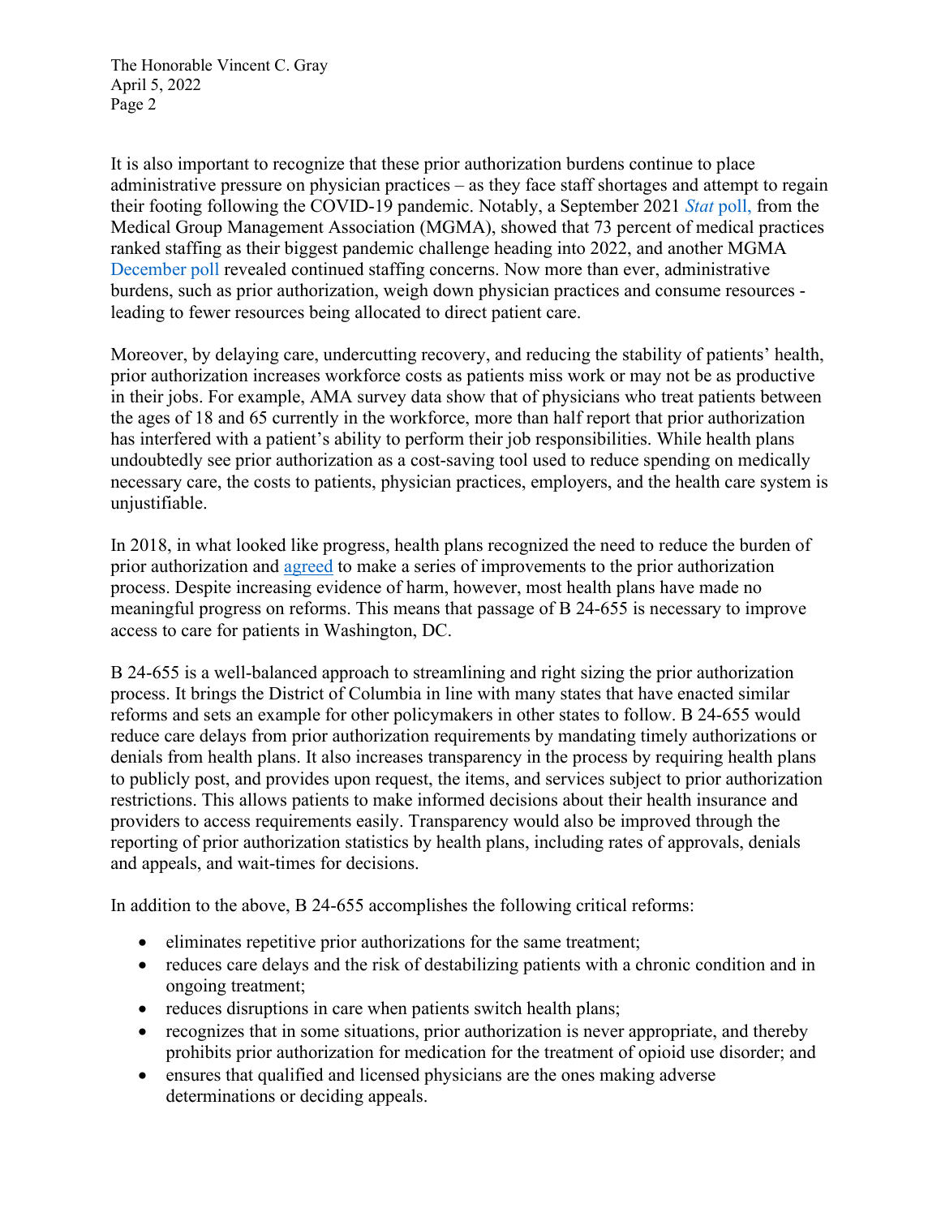It is also important to recognize that these prior authorization burdens continue to place administrative pressure on physician practices – as they face staff shortages and attempt to regain their footing following the COVID-19 pandemic. Notably, a September 2021 *Stat* poll, from the Medical Group Management Association (MGMA), showed that 73 percent of medical practices ranked staffing as their biggest pandemic challenge heading into 2022, and another MGMA December poll revealed continued staffing concerns. Now more than ever, administrative burdens, such as prior authorization, weigh down physician practices and consume resources - leading to fewer resources being allocated to direct patient care.

Moreover, by delaying care, undercutting recovery, and reducing the stability of patients' health, prior authorization increases workforce costs as patients miss work or may not be as productive in their jobs. For example, AMA survey data show that of physicians who treat patients between the ages of 18 and 65 currently in the workforce, more than half report that prior authorization has interfered with a patient's ability to perform their job responsibilities. While health plans undoubtedly see prior authorization as a cost-saving tool used to reduce spending on medically necessary care, the costs to patients, physician practices, employers, and the health care system is unjustifiable.

In 2018, in what looked like progress, health plans recognized the need to reduce the burden of prior authorization and agreed to make a series of improvements to the prior authorization process. Despite increasing evidence of harm, however, most health plans have made no meaningful progress on reforms. This means that passage of B 24-655 is necessary to improve access to care for patients in Washington, DC.

B 24-655 is a well-balanced approach to streamlining and right sizing the prior authorization process. It brings the District of Columbia in line with many states that have enacted similar reforms and sets an example for other policymakers in other states to follow. B 24-655 would reduce care delays from prior authorization requirements by mandating timely authorizations or denials from health plans. It also increases transparency in the process by requiring health plans to publicly post, and provides upon request, the items, and services subject to prior authorization restrictions. This allows patients to make informed decisions about their health insurance and providers to access requirements easily. Transparency would also be improved through the reporting of prior authorization statistics by health plans, including rates of approvals, denials and appeals, and wait-times for decisions.

In addition to the above, B 24-655 accomplishes the following critical reforms:

- eliminates repetitive prior authorizations for the same treatment;
- reduces care delays and the risk of destabilizing patients with a chronic condition and in ongoing treatment;
- reduces disruptions in care when patients switch health plans;
- recognizes that in some situations, prior authorization is never appropriate, and thereby prohibits prior authorization for medication for the treatment of opioid use disorder; and
- ensures that qualified and licensed physicians are the ones making adverse determinations or deciding appeals.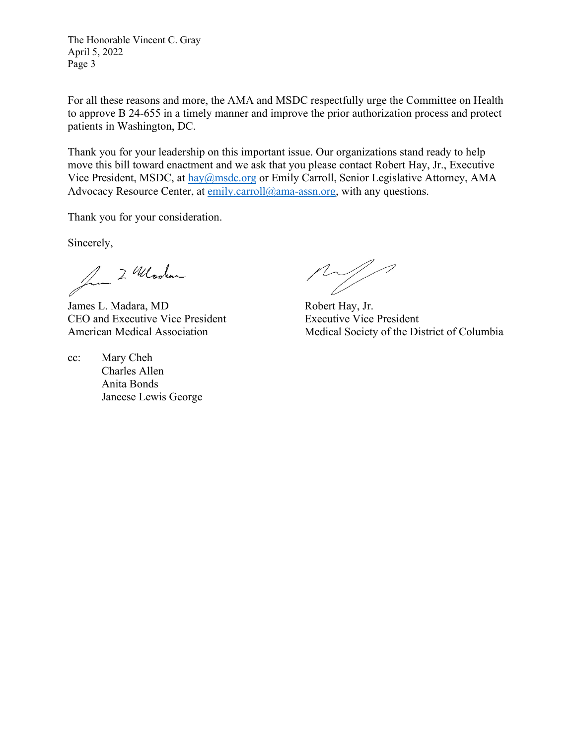For all these reasons and more, the AMA and MSDC respectfully urge the Committee on Health to approve B 24-655 in a timely manner and improve the prior authorization process and protect patients in Washington, DC.

Thank you for your leadership on this important issue. Our organizations stand ready to help move this bill toward enactment and we ask that you please contact Robert Hay, Jr., Executive Vice President, MSDC, at hay@msdc.org or Emily Carroll, Senior Legislative Attorney, AMA Advocacy Resource Center, at emily.carroll@ama-assn.org, with any questions.

Thank you for your consideration.

Sincerely,

James L. Madara, MD
CEO and Executive Vice President
American Medical Association

Robert Hay, Jr.
Executive Vice President
Medical Society of the District of Columbia

cc: Mary Cheh
Charles Allen
Anita Bonds
Janeese Lewis George